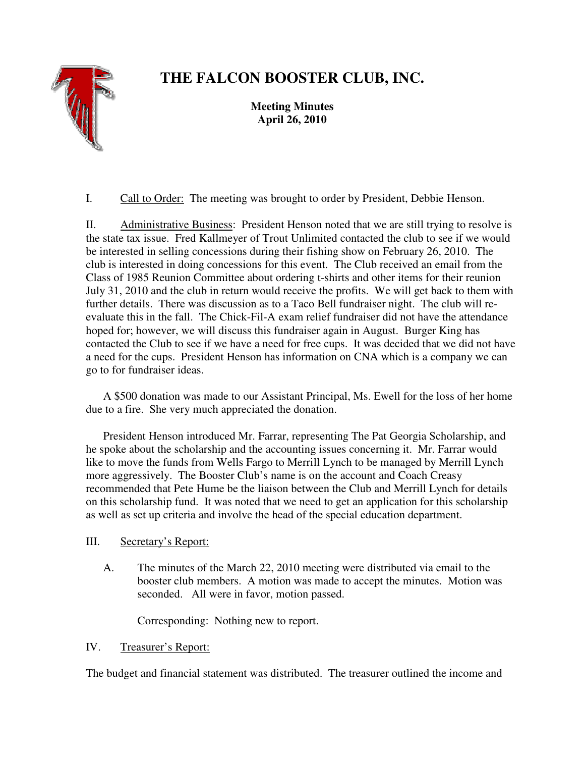# THE FALCON BOOSTER CLUB, INC.

**Meeting Minutes**
**April 26, 2010**

I. Call to Order: The meeting was brought to order by President, Debbie Henson.

II. Administrative Business: President Henson noted that we are still trying to resolve is the state tax issue. Fred Kallmeyer of Trout Unlimited contacted the club to see if we would be interested in selling concessions during their fishing show on February 26, 2010. The club is interested in doing concessions for this event. The Club received an email from the Class of 1985 Reunion Committee about ordering t-shirts and other items for their reunion July 31, 2010 and the club in return would receive the profits. We will get back to them with further details. There was discussion as to a Taco Bell fundraiser night. The club will re-evaluate this in the fall. The Chick-Fil-A exam relief fundraiser did not have the attendance hoped for; however, we will discuss this fundraiser again in August. Burger King has contacted the Club to see if we have a need for free cups. It was decided that we did not have a need for the cups. President Henson has information on CNA which is a company we can go to for fundraiser ideas.

A $500 donation was made to our Assistant Principal, Ms. Ewell for the loss of her home due to a fire. She very much appreciated the donation.

President Henson introduced Mr. Farrar, representing The Pat Georgia Scholarship, and he spoke about the scholarship and the accounting issues concerning it. Mr. Farrar would like to move the funds from Wells Fargo to Merrill Lynch to be managed by Merrill Lynch more aggressively. The Booster Club's name is on the account and Coach Creasy recommended that Pete Hume be the liaison between the Club and Merrill Lynch for details on this scholarship fund. It was noted that we need to get an application for this scholarship as well as set up criteria and involve the head of the special education department.

III. Secretary's Report:

A. The minutes of the March 22, 2010 meeting were distributed via email to the booster club members. A motion was made to accept the minutes. Motion was seconded. All were in favor, motion passed.

Corresponding: Nothing new to report.

IV. Treasurer's Report:

The budget and financial statement was distributed. The treasurer outlined the income and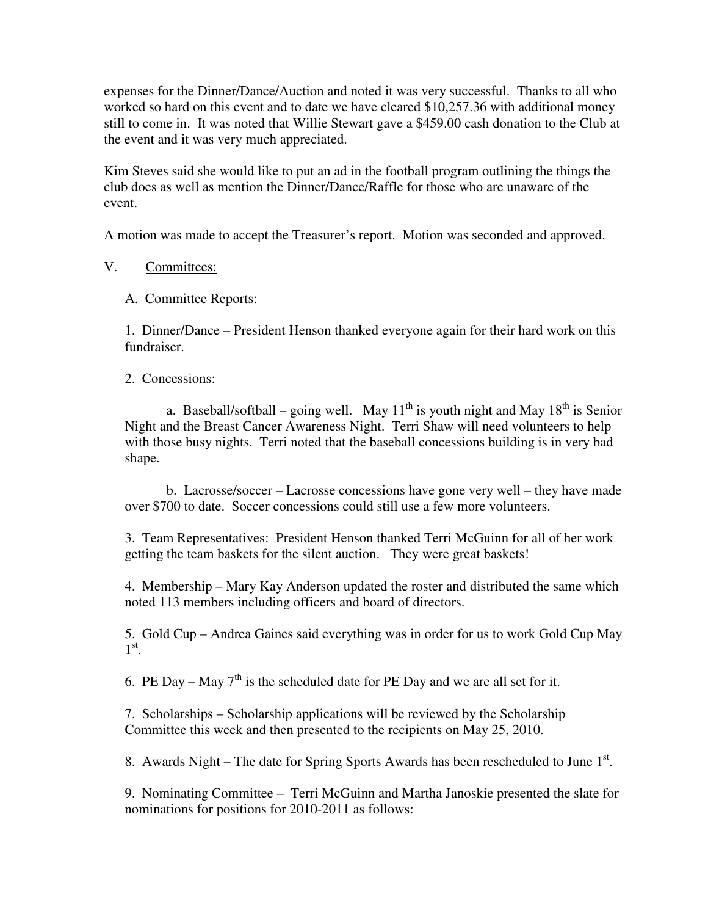expenses for the Dinner/Dance/Auction and noted it was very successful. Thanks to all who worked so hard on this event and to date we have cleared $10,257.36 with additional money still to come in. It was noted that Willie Stewart gave a $459.00 cash donation to the Club at the event and it was very much appreciated.

Kim Steves said she would like to put an ad in the football program outlining the things the club does as well as mention the Dinner/Dance/Raffle for those who are unaware of the event.

A motion was made to accept the Treasurer's report. Motion was seconded and approved.

V. <u>Committees:</u>

A. Committee Reports:

1. Dinner/Dance – President Henson thanked everyone again for their hard work on this fundraiser.

2. Concessions:

a. Baseball/softball – going well. May 11th is youth night and May 18th is Senior Night and the Breast Cancer Awareness Night. Terri Shaw will need volunteers to help with those busy nights. Terri noted that the baseball concessions building is in very bad shape.

b. Lacrosse/soccer – Lacrosse concessions have gone very well – they have made over $700 to date. Soccer concessions could still use a few more volunteers.

3. Team Representatives: President Henson thanked Terri McGuinn for all of her work getting the team baskets for the silent auction. They were great baskets!

4. Membership – Mary Kay Anderson updated the roster and distributed the same which noted 113 members including officers and board of directors.

5. Gold Cup – Andrea Gaines said everything was in order for us to work Gold Cup May 1st.

6. PE Day – May 7th is the scheduled date for PE Day and we are all set for it.

7. Scholarships – Scholarship applications will be reviewed by the Scholarship Committee this week and then presented to the recipients on May 25, 2010.

8. Awards Night – The date for Spring Sports Awards has been rescheduled to June 1st.

9. Nominating Committee – Terri McGuinn and Martha Janoskie presented the slate for nominations for positions for 2010-2011 as follows: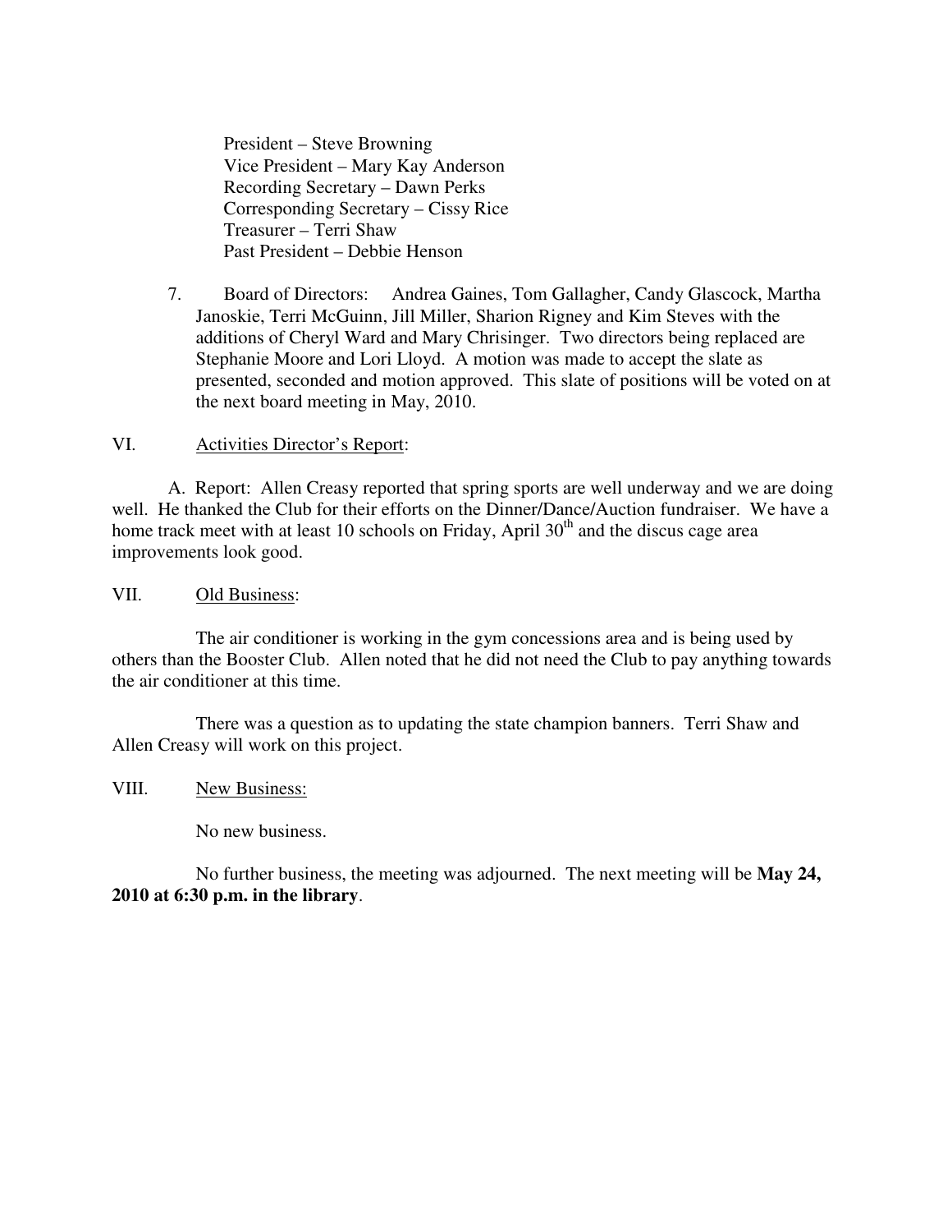President – Steve Browning
Vice President – Mary Kay Anderson
Recording Secretary – Dawn Perks
Corresponding Secretary – Cissy Rice
Treasurer – Terri Shaw
Past President – Debbie Henson

7. Board of Directors: Andrea Gaines, Tom Gallagher, Candy Glascock, Martha Janoskie, Terri McGuinn, Jill Miller, Sharion Rigney and Kim Steves with the additions of Cheryl Ward and Mary Chrisinger. Two directors being replaced are Stephanie Moore and Lori Lloyd. A motion was made to accept the slate as presented, seconded and motion approved. This slate of positions will be voted on at the next board meeting in May, 2010.

VI. Activities Director's Report:

A. Report: Allen Creasy reported that spring sports are well underway and we are doing well. He thanked the Club for their efforts on the Dinner/Dance/Auction fundraiser. We have a home track meet with at least 10 schools on Friday, April 30th and the discus cage area improvements look good.

VII. Old Business:

The air conditioner is working in the gym concessions area and is being used by others than the Booster Club. Allen noted that he did not need the Club to pay anything towards the air conditioner at this time.

There was a question as to updating the state champion banners. Terri Shaw and Allen Creasy will work on this project.

VIII. New Business:

No new business.

No further business, the meeting was adjourned. The next meeting will be **May 24, 2010 at 6:30 p.m. in the library**.